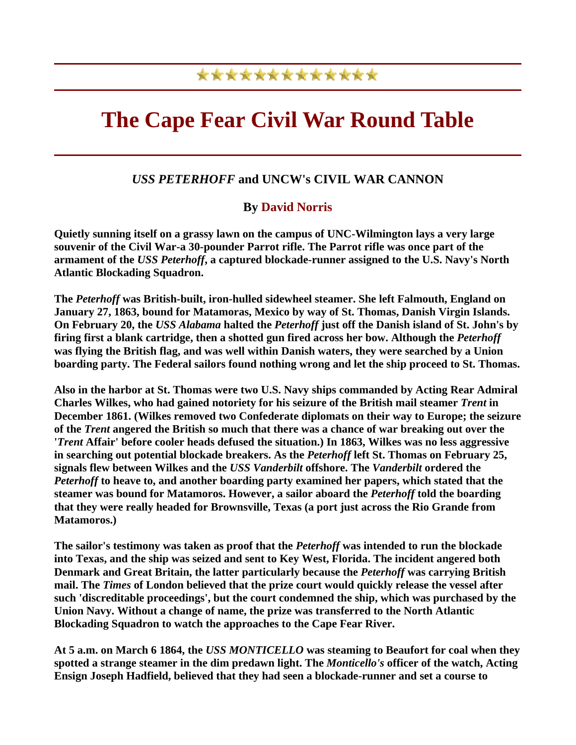# The Cape Fear Civil War Round Table

## *USS PETERHOFF* and UNCW's CIVIL WAR CANNON

### By David Norris

**Quietly sunning itself on a grassy lawn on the campus of UNC-Wilmington lays a very large souvenir of the Civil War-a 30-pounder Parrot rifle. The Parrot rifle was once part of the armament of the *USS Peterhoff*, a captured blockade-runner assigned to the U.S. Navy's North Atlantic Blockading Squadron.**

**The *Peterhoff* was British-built, iron-hulled sidewheel steamer. She left Falmouth, England on January 27, 1863, bound for Matamoras, Mexico by way of St. Thomas, Danish Virgin Islands. On February 20, the *USS Alabama* halted the *Peterhoff* just off the Danish island of St. John's by firing first a blank cartridge, then a shotted gun fired across her bow. Although the *Peterhoff* was flying the British flag, and was well within Danish waters, they were searched by a Union boarding party. The Federal sailors found nothing wrong and let the ship proceed to St. Thomas.**

**Also in the harbor at St. Thomas were two U.S. Navy ships commanded by Acting Rear Admiral Charles Wilkes, who had gained notoriety for his seizure of the British mail steamer *Trent* in December 1861. (Wilkes removed two Confederate diplomats on their way to Europe; the seizure of the *Trent* angered the British so much that there was a chance of war breaking out over the '*Trent* Affair' before cooler heads defused the situation.) In 1863, Wilkes was no less aggressive in searching out potential blockade breakers. As the *Peterhoff* left St. Thomas on February 25, signals flew between Wilkes and the *USS Vanderbilt* offshore. The *Vanderbilt* ordered the *Peterhoff* to heave to, and another boarding party examined her papers, which stated that the steamer was bound for Matamoros. However, a sailor aboard the *Peterhoff* told the boarding that they were really headed for Brownsville, Texas (a port just across the Rio Grande from Matamoros.)**

**The sailor's testimony was taken as proof that the *Peterhoff* was intended to run the blockade into Texas, and the ship was seized and sent to Key West, Florida. The incident angered both Denmark and Great Britain, the latter particularly because the *Peterhoff* was carrying British mail. The *Times* of London believed that the prize court would quickly release the vessel after such 'discreditable proceedings', but the court condemned the ship, which was purchased by the Union Navy. Without a change of name, the prize was transferred to the North Atlantic Blockading Squadron to watch the approaches to the Cape Fear River.**

**At 5 a.m. on March 6 1864, the *USS MONTICELLO* was steaming to Beaufort for coal when they spotted a strange steamer in the dim predawn light. The *Monticello's* officer of the watch, Acting Ensign Joseph Hadfield, believed that they had seen a blockade-runner and set a course to**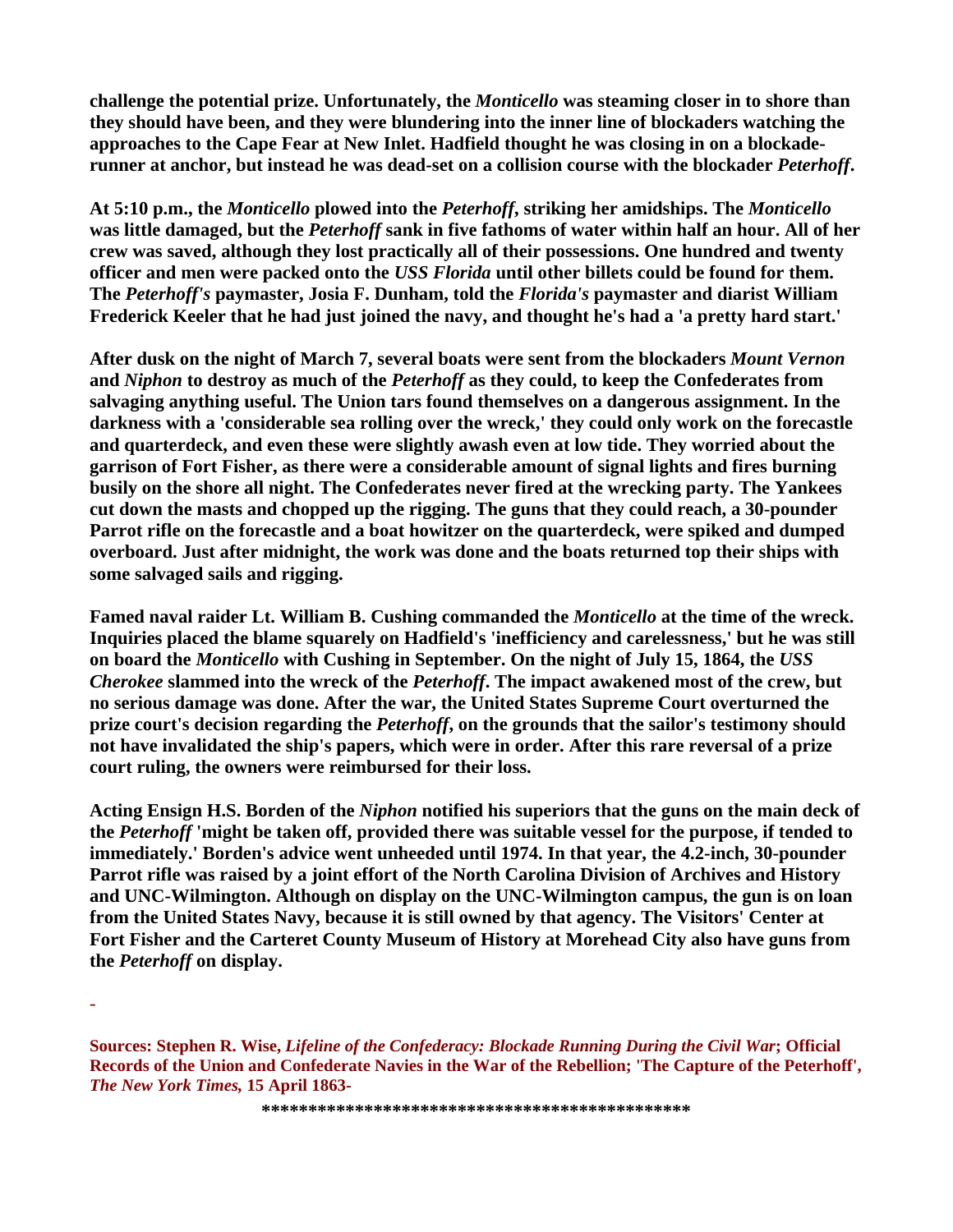**challenge the potential prize. Unfortunately, the *Monticello* was steaming closer in to shore than they should have been, and they were blundering into the inner line of blockaders watching the approaches to the Cape Fear at New Inlet. Hadfield thought he was closing in on a blockade-runner at anchor, but instead he was dead-set on a collision course with the blockader *Peterhoff*.**

**At 5:10 p.m., the *Monticello* plowed into the *Peterhoff*, striking her amidships. The *Monticello* was little damaged, but the *Peterhoff* sank in five fathoms of water within half an hour. All of her crew was saved, although they lost practically all of their possessions. One hundred and twenty officer and men were packed onto the *USS Florida* until other billets could be found for them. The *Peterhoff's* paymaster, Josia F. Dunham, told the *Florida's* paymaster and diarist William Frederick Keeler that he had just joined the navy, and thought he's had a 'a pretty hard start.'**

**After dusk on the night of March 7, several boats were sent from the blockaders *Mount Vernon* and *Niphon* to destroy as much of the *Peterhoff* as they could, to keep the Confederates from salvaging anything useful. The Union tars found themselves on a dangerous assignment. In the darkness with a 'considerable sea rolling over the wreck,' they could only work on the forecastle and quarterdeck, and even these were slightly awash even at low tide. They worried about the garrison of Fort Fisher, as there were a considerable amount of signal lights and fires burning busily on the shore all night. The Confederates never fired at the wrecking party. The Yankees cut down the masts and chopped up the rigging. The guns that they could reach, a 30-pounder Parrot rifle on the forecastle and a boat howitzer on the quarterdeck, were spiked and dumped overboard. Just after midnight, the work was done and the boats returned top their ships with some salvaged sails and rigging.**

**Famed naval raider Lt. William B. Cushing commanded the *Monticello* at the time of the wreck. Inquiries placed the blame squarely on Hadfield's 'inefficiency and carelessness,' but he was still on board the *Monticello* with Cushing in September. On the night of July 15, 1864, the *USS Cherokee* slammed into the wreck of the *Peterhoff*. The impact awakened most of the crew, but no serious damage was done. After the war, the United States Supreme Court overturned the prize court's decision regarding the *Peterhoff*, on the grounds that the sailor's testimony should not have invalidated the ship's papers, which were in order. After this rare reversal of a prize court ruling, the owners were reimbursed for their loss.**

**Acting Ensign H.S. Borden of the *Niphon* notified his superiors that the guns on the main deck of the *Peterhoff* 'might be taken off, provided there was suitable vessel for the purpose, if tended to immediately.' Borden's advice went unheeded until 1974. In that year, the 4.2-inch, 30-pounder Parrot rifle was raised by a joint effort of the North Carolina Division of Archives and History and UNC-Wilmington. Although on display on the UNC-Wilmington campus, the gun is on loan from the United States Navy, because it is still owned by that agency. The Visitors' Center at Fort Fisher and the Carteret County Museum of History at Morehead City also have guns from the *Peterhoff* on display.**

-

**Sources: Stephen R. Wise, *Lifeline of the Confederacy: Blockade Running During the Civil War*; Official Records of the Union and Confederate Navies in the War of the Rebellion; 'The Capture of the Peterhoff', *The New York Times,* 15 April 1863-**

**********************************************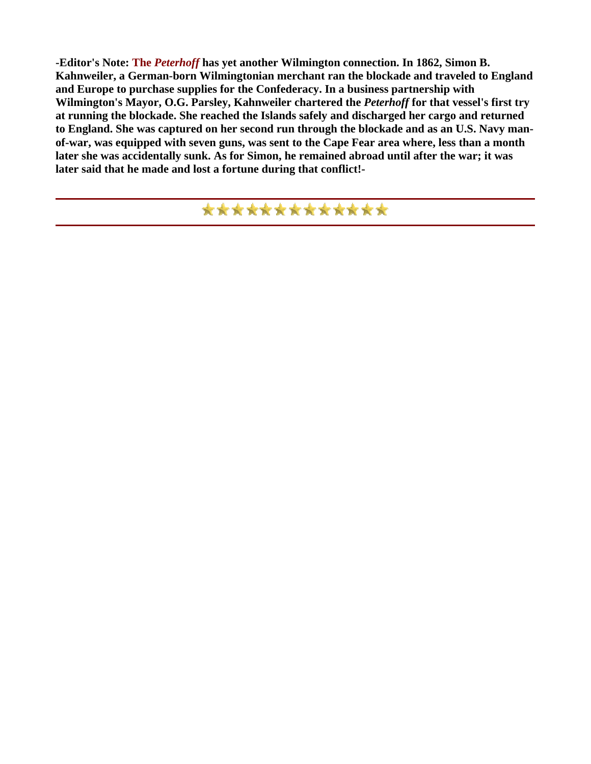**-Editor's Note: The *Peterhoff* has yet another Wilmington connection. In 1862, Simon B. Kahnweiler, a German-born Wilmingtonian merchant ran the blockade and traveled to England and Europe to purchase supplies for the Confederacy. In a business partnership with Wilmington's Mayor, O.G. Parsley, Kahnweiler chartered the *Peterhoff* for that vessel's first try at running the blockade. She reached the Islands safely and discharged her cargo and returned to England. She was captured on her second run through the blockade and as an U.S. Navy man-of-war, was equipped with seven guns, was sent to the Cape Fear area where, less than a month later she was accidentally sunk. As for Simon, he remained abroad until after the war; it was later said that he made and lost a fortune during that conflict!-**

---